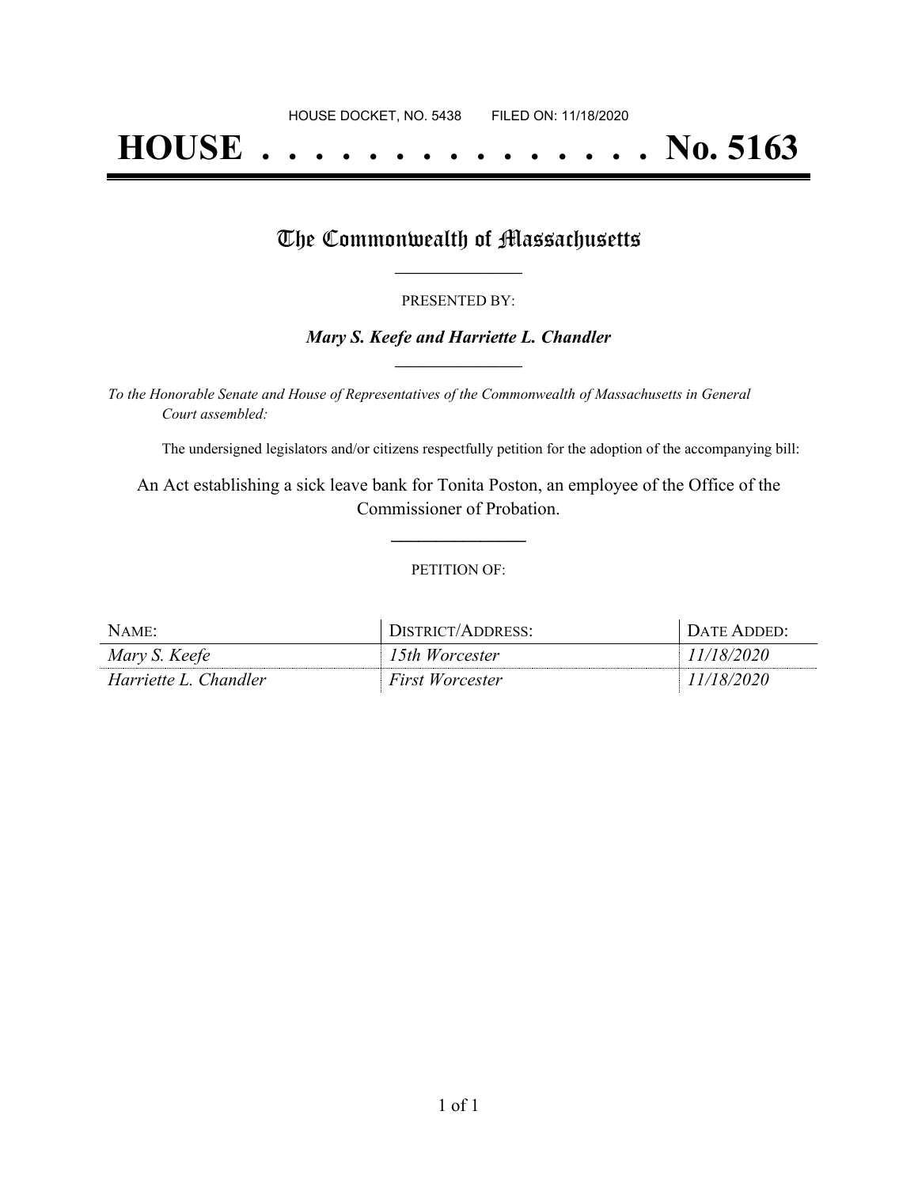HOUSE DOCKET, NO. 5438 FILED ON: 11/18/2020

# HOUSE . . . . . . . . . . . . . . . No. 5163

## The Commonwealth of Massachusetts

PRESENTED BY:

***Mary S. Keefe and Harriette L. Chandler***

*To the Honorable Senate and House of Representatives of the Commonwealth of Massachusetts in General Court assembled:*

The undersigned legislators and/or citizens respectfully petition for the adoption of the accompanying bill:

An Act establishing a sick leave bank for Tonita Poston, an employee of the Office of the Commissioner of Probation.

PETITION OF:

| NAME: | DISTRICT/ADDRESS: | DATE ADDED: |
| --- | --- | --- |
| *Mary S. Keefe* | *15th Worcester* | *11/18/2020* |
| *Harriette L. Chandler* | *First Worcester* | *11/18/2020* |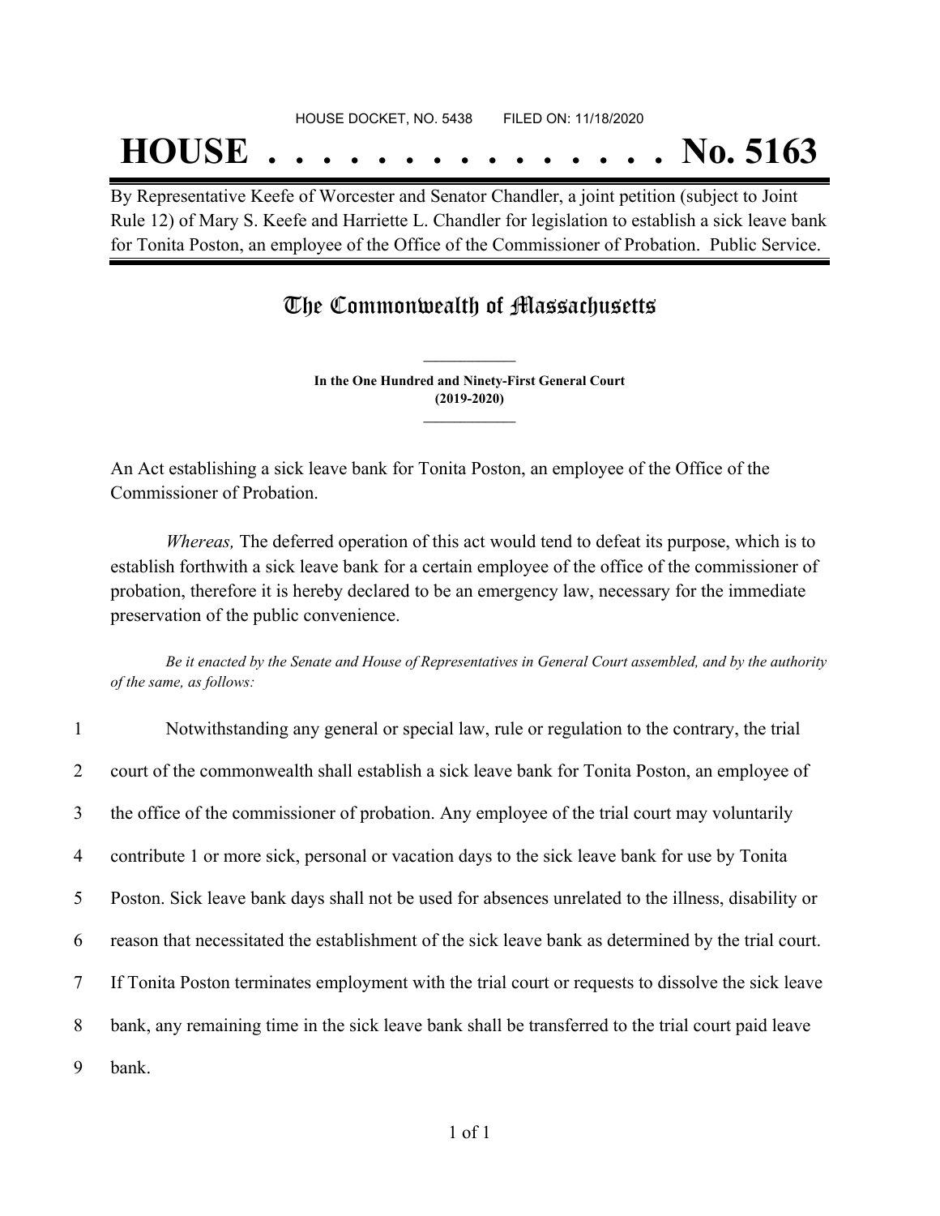HOUSE DOCKET, NO. 5438 FILED ON: 11/18/2020

# HOUSE . . . . . . . . . . . . . . . No. 5163

By Representative Keefe of Worcester and Senator Chandler, a joint petition (subject to Joint Rule 12) of Mary S. Keefe and Harriette L. Chandler for legislation to establish a sick leave bank for Tonita Poston, an employee of the Office of the Commissioner of Probation. Public Service.

## The Commonwealth of Massachusetts

**In the One Hundred and Ninety-First General Court**
**(2019-2020)**

An Act establishing a sick leave bank for Tonita Poston, an employee of the Office of the Commissioner of Probation.

*Whereas,* The deferred operation of this act would tend to defeat its purpose, which is to establish forthwith a sick leave bank for a certain employee of the office of the commissioner of probation, therefore it is hereby declared to be an emergency law, necessary for the immediate preservation of the public convenience.

*Be it enacted by the Senate and House of Representatives in General Court assembled, and by the authority of the same, as follows:*

1 Notwithstanding any general or special law, rule or regulation to the contrary, the trial
2 court of the commonwealth shall establish a sick leave bank for Tonita Poston, an employee of
3 the office of the commissioner of probation. Any employee of the trial court may voluntarily
4 contribute 1 or more sick, personal or vacation days to the sick leave bank for use by Tonita
5 Poston. Sick leave bank days shall not be used for absences unrelated to the illness, disability or
6 reason that necessitated the establishment of the sick leave bank as determined by the trial court.
7 If Tonita Poston terminates employment with the trial court or requests to dissolve the sick leave
8 bank, any remaining time in the sick leave bank shall be transferred to the trial court paid leave
9 bank.